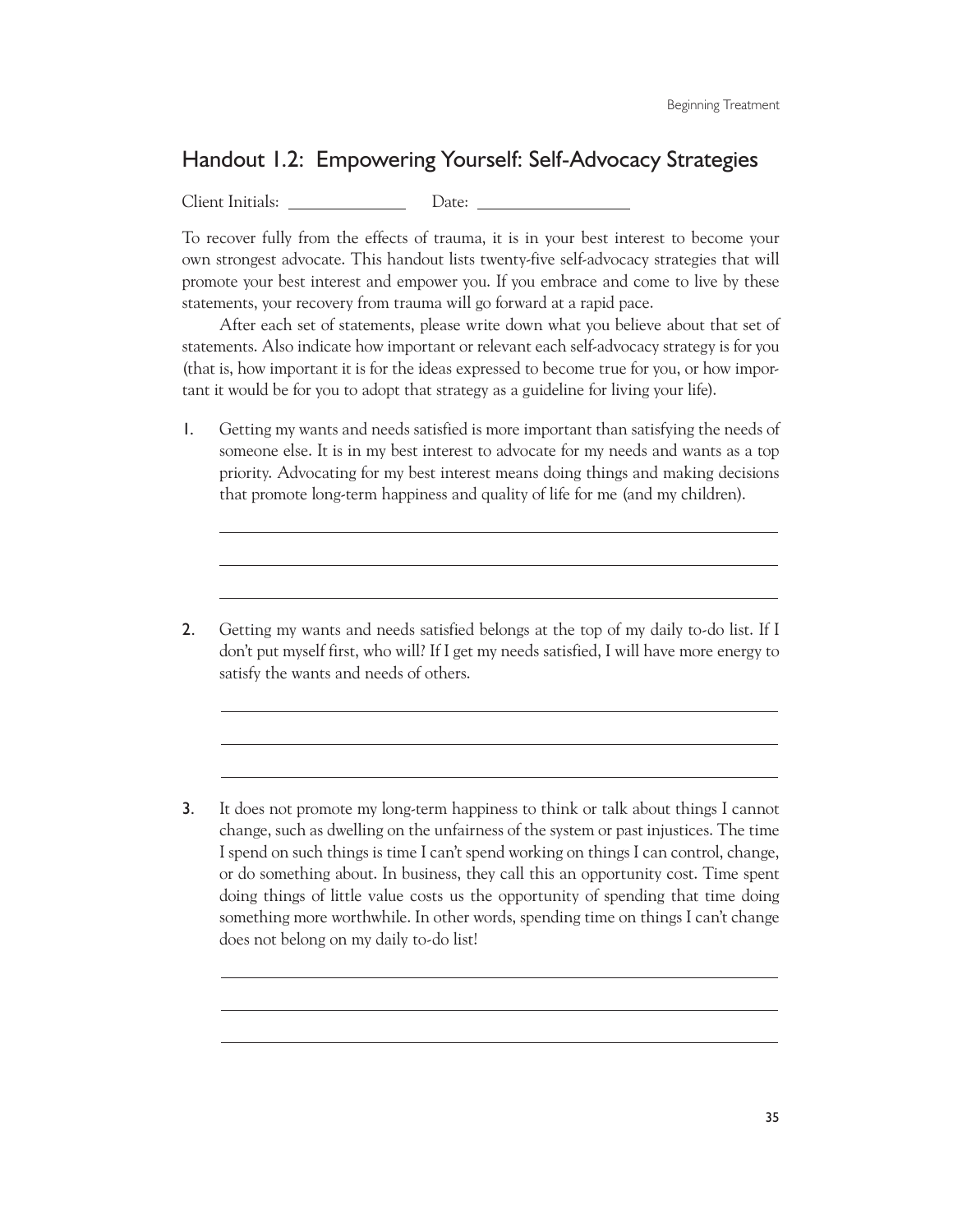## Handout 1.2: Empowering Yourself: Self-Advocacy Strategies

Client Initials: ______________ Date: __________________

To recover fully from the effects of trauma, it is in your best interest to become your own strongest advocate. This handout lists twenty-five self-advocacy strategies that will promote your best interest and empower you. If you embrace and come to live by these statements, your recovery from trauma will go forward at a rapid pace.

After each set of statements, please write down what you believe about that set of statements. Also indicate how important or relevant each self-advocacy strategy is for you (that is, how important it is for the ideas expressed to become true for you, or how important it would be for you to adopt that strategy as a guideline for living your life).

1. Getting my wants and needs satisfied is more important than satisfying the needs of someone else. It is in my best interest to advocate for my needs and wants as a top priority. Advocating for my best interest means doing things and making decisions that promote long-term happiness and quality of life for me (and my children).

_______________________________________________

_______________________________________________

_______________________________________________

2. Getting my wants and needs satisfied belongs at the top of my daily to-do list. If I don't put myself first, who will? If I get my needs satisfied, I will have more energy to satisfy the wants and needs of others.

_______________________________________________

_______________________________________________

_______________________________________________

3. It does not promote my long-term happiness to think or talk about things I cannot change, such as dwelling on the unfairness of the system or past injustices. The time I spend on such things is time I can't spend working on things I can control, change, or do something about. In business, they call this an opportunity cost. Time spent doing things of little value costs us the opportunity of spending that time doing something more worthwhile. In other words, spending time on things I can't change does not belong on my daily to-do list!

_______________________________________________

_______________________________________________

_______________________________________________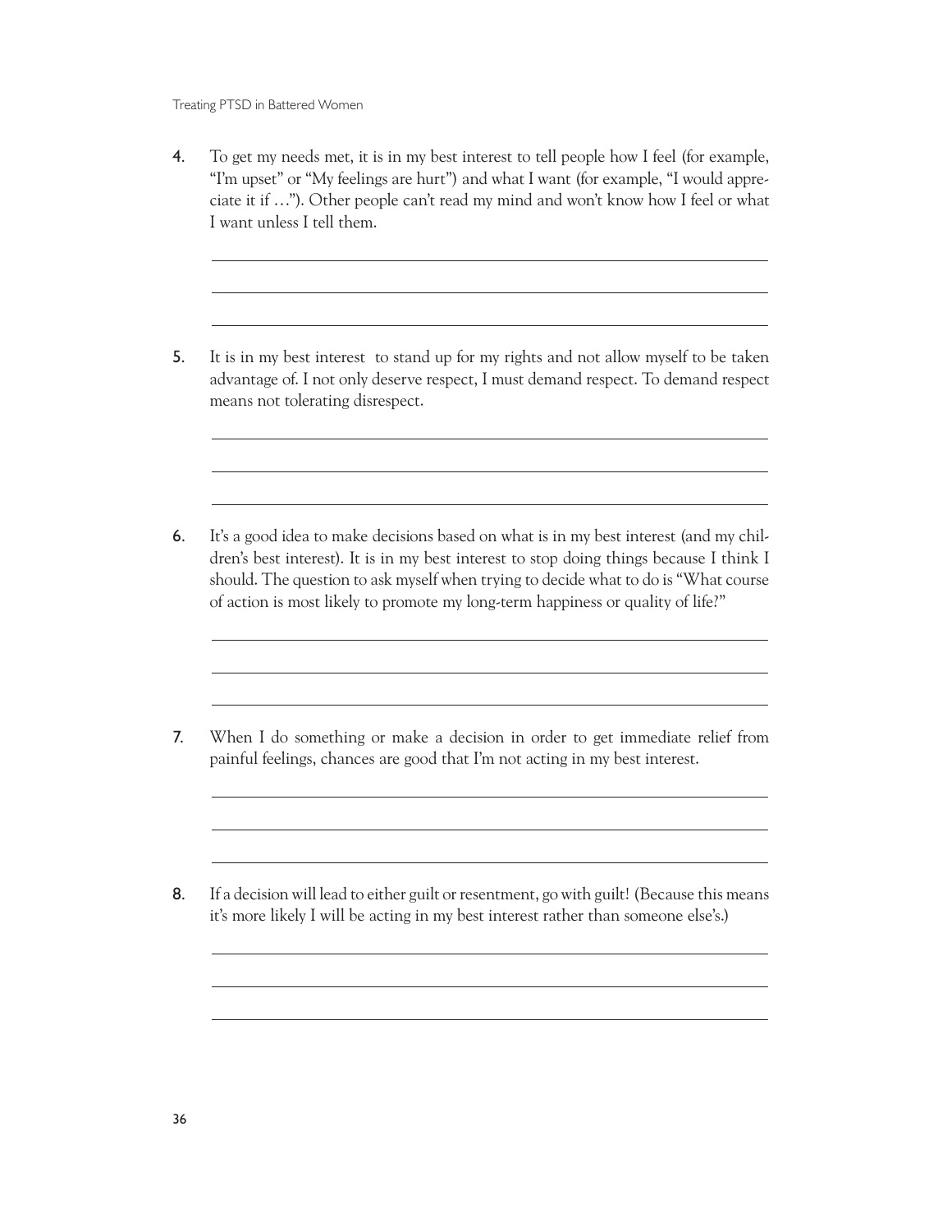4. To get my needs met, it is in my best interest to tell people how I feel (for example, "I'm upset" or "My feelings are hurt") and what I want (for example, "I would appreciate it if …"). Other people can't read my mind and won't know how I feel or what I want unless I tell them.

___________________________________________

___________________________________________

___________________________________________

5. It is in my best interest to stand up for my rights and not allow myself to be taken advantage of. I not only deserve respect, I must demand respect. To demand respect means not tolerating disrespect.

___________________________________________

___________________________________________

___________________________________________

6. It's a good idea to make decisions based on what is in my best interest (and my children's best interest). It is in my best interest to stop doing things because I think I should. The question to ask myself when trying to decide what to do is "What course of action is most likely to promote my long-term happiness or quality of life?"

___________________________________________

___________________________________________

___________________________________________

7. When I do something or make a decision in order to get immediate relief from painful feelings, chances are good that I'm not acting in my best interest.

___________________________________________

___________________________________________

___________________________________________

8. If a decision will lead to either guilt or resentment, go with guilt! (Because this means it's more likely I will be acting in my best interest rather than someone else's.)

___________________________________________

___________________________________________

___________________________________________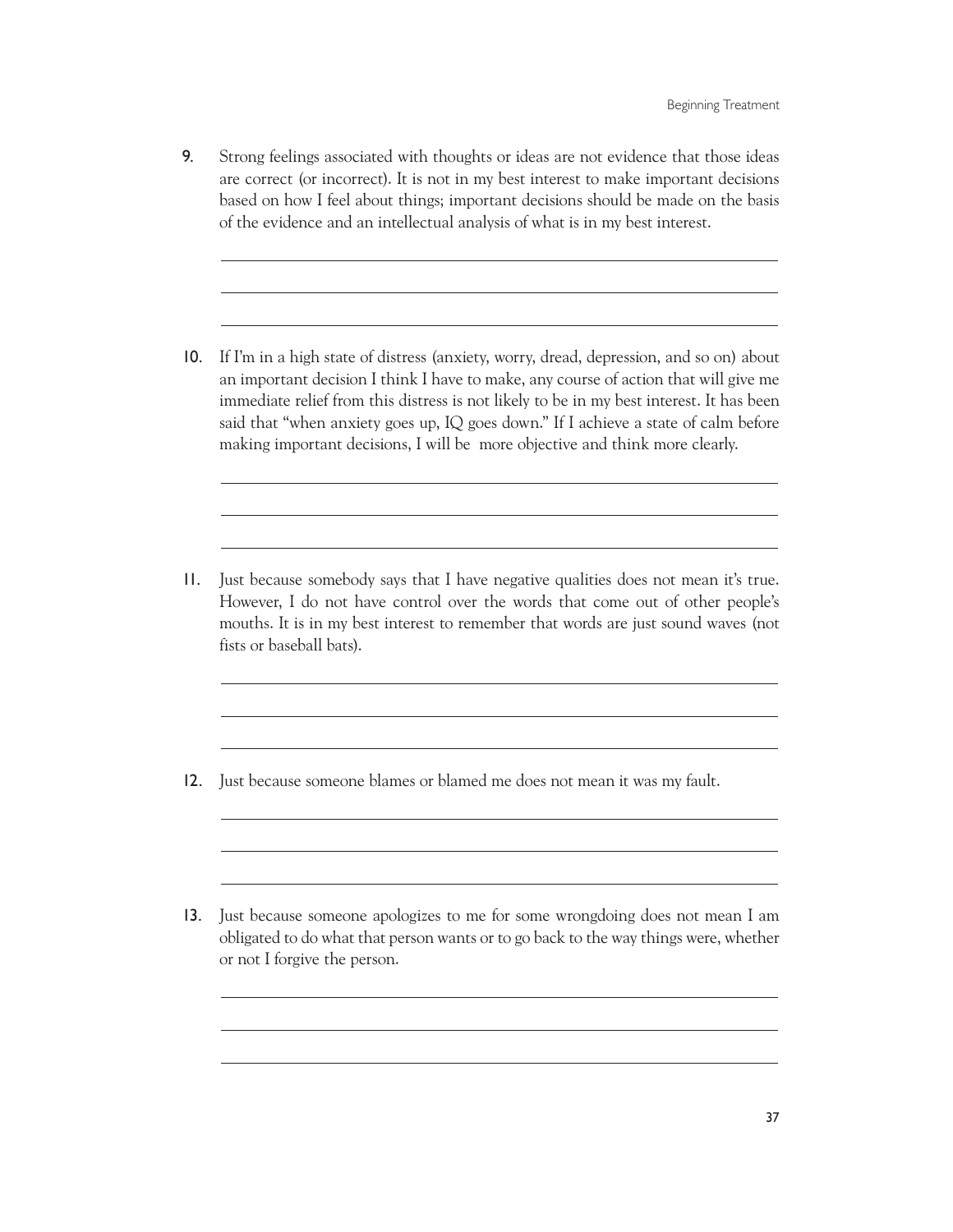9. Strong feelings associated with thoughts or ideas are not evidence that those ideas are correct (or incorrect). It is not in my best interest to make important decisions based on how I feel about things; important decisions should be made on the basis of the evidence and an intellectual analysis of what is in my best interest.

10. If I'm in a high state of distress (anxiety, worry, dread, depression, and so on) about an important decision I think I have to make, any course of action that will give me immediate relief from this distress is not likely to be in my best interest. It has been said that "when anxiety goes up, IQ goes down." If I achieve a state of calm before making important decisions, I will be more objective and think more clearly.

11. Just because somebody says that I have negative qualities does not mean it's true. However, I do not have control over the words that come out of other people's mouths. It is in my best interest to remember that words are just sound waves (not fists or baseball bats).

12. Just because someone blames or blamed me does not mean it was my fault.

13. Just because someone apologizes to me for some wrongdoing does not mean I am obligated to do what that person wants or to go back to the way things were, whether or not I forgive the person.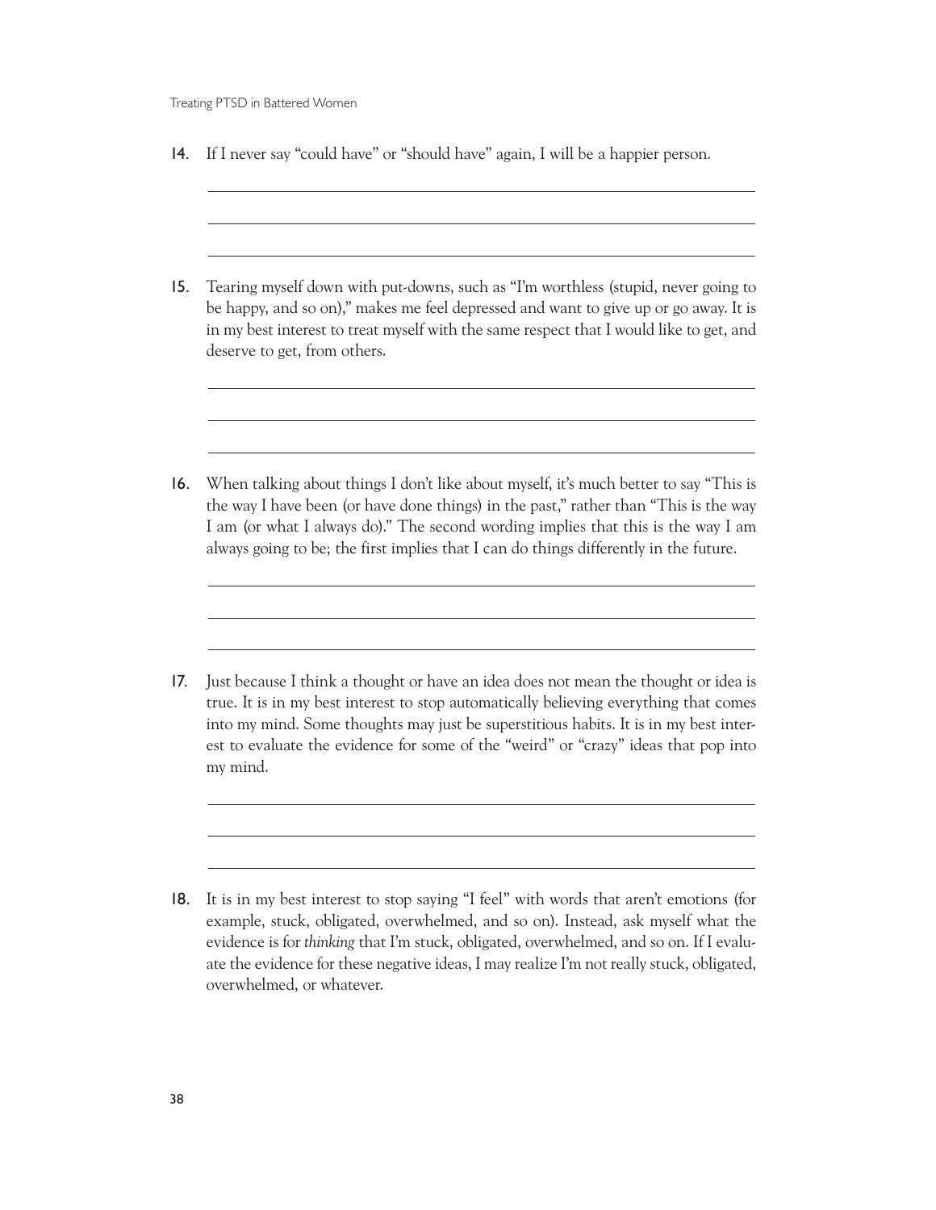14. If I never say "could have" or "should have" again, I will be a happier person.

\_\_\_\_\_\_\_\_\_\_\_\_\_\_\_\_\_\_\_\_\_\_\_\_\_\_\_\_\_\_\_\_\_\_\_\_\_\_\_\_\_\_\_\_\_\_\_\_\_\_\_\_\_\_\_\_\_\_\_\_

\_\_\_\_\_\_\_\_\_\_\_\_\_\_\_\_\_\_\_\_\_\_\_\_\_\_\_\_\_\_\_\_\_\_\_\_\_\_\_\_\_\_\_\_\_\_\_\_\_\_\_\_\_\_\_\_\_\_\_\_

\_\_\_\_\_\_\_\_\_\_\_\_\_\_\_\_\_\_\_\_\_\_\_\_\_\_\_\_\_\_\_\_\_\_\_\_\_\_\_\_\_\_\_\_\_\_\_\_\_\_\_\_\_\_\_\_\_\_\_\_

15. Tearing myself down with put-downs, such as "I'm worthless (stupid, never going to be happy, and so on)," makes me feel depressed and want to give up or go away. It is in my best interest to treat myself with the same respect that I would like to get, and deserve to get, from others.

\_\_\_\_\_\_\_\_\_\_\_\_\_\_\_\_\_\_\_\_\_\_\_\_\_\_\_\_\_\_\_\_\_\_\_\_\_\_\_\_\_\_\_\_\_\_\_\_\_\_\_\_\_\_\_\_\_\_\_\_

\_\_\_\_\_\_\_\_\_\_\_\_\_\_\_\_\_\_\_\_\_\_\_\_\_\_\_\_\_\_\_\_\_\_\_\_\_\_\_\_\_\_\_\_\_\_\_\_\_\_\_\_\_\_\_\_\_\_\_\_

\_\_\_\_\_\_\_\_\_\_\_\_\_\_\_\_\_\_\_\_\_\_\_\_\_\_\_\_\_\_\_\_\_\_\_\_\_\_\_\_\_\_\_\_\_\_\_\_\_\_\_\_\_\_\_\_\_\_\_\_

16. When talking about things I don't like about myself, it's much better to say "This is the way I have been (or have done things) in the past," rather than "This is the way I am (or what I always do)." The second wording implies that this is the way I am always going to be; the first implies that I can do things differently in the future.

\_\_\_\_\_\_\_\_\_\_\_\_\_\_\_\_\_\_\_\_\_\_\_\_\_\_\_\_\_\_\_\_\_\_\_\_\_\_\_\_\_\_\_\_\_\_\_\_\_\_\_\_\_\_\_\_\_\_\_\_

\_\_\_\_\_\_\_\_\_\_\_\_\_\_\_\_\_\_\_\_\_\_\_\_\_\_\_\_\_\_\_\_\_\_\_\_\_\_\_\_\_\_\_\_\_\_\_\_\_\_\_\_\_\_\_\_\_\_\_\_

\_\_\_\_\_\_\_\_\_\_\_\_\_\_\_\_\_\_\_\_\_\_\_\_\_\_\_\_\_\_\_\_\_\_\_\_\_\_\_\_\_\_\_\_\_\_\_\_\_\_\_\_\_\_\_\_\_\_\_\_

17. Just because I think a thought or have an idea does not mean the thought or idea is true. It is in my best interest to stop automatically believing everything that comes into my mind. Some thoughts may just be superstitious habits. It is in my best interest to evaluate the evidence for some of the "weird" or "crazy" ideas that pop into my mind.

\_\_\_\_\_\_\_\_\_\_\_\_\_\_\_\_\_\_\_\_\_\_\_\_\_\_\_\_\_\_\_\_\_\_\_\_\_\_\_\_\_\_\_\_\_\_\_\_\_\_\_\_\_\_\_\_\_\_\_\_

\_\_\_\_\_\_\_\_\_\_\_\_\_\_\_\_\_\_\_\_\_\_\_\_\_\_\_\_\_\_\_\_\_\_\_\_\_\_\_\_\_\_\_\_\_\_\_\_\_\_\_\_\_\_\_\_\_\_\_\_

\_\_\_\_\_\_\_\_\_\_\_\_\_\_\_\_\_\_\_\_\_\_\_\_\_\_\_\_\_\_\_\_\_\_\_\_\_\_\_\_\_\_\_\_\_\_\_\_\_\_\_\_\_\_\_\_\_\_\_\_

18. It is in my best interest to stop saying "I feel" with words that aren't emotions (for example, stuck, obligated, overwhelmed, and so on). Instead, ask myself what the evidence is for *thinking* that I'm stuck, obligated, overwhelmed, and so on. If I evaluate the evidence for these negative ideas, I may realize I'm not really stuck, obligated, overwhelmed, or whatever.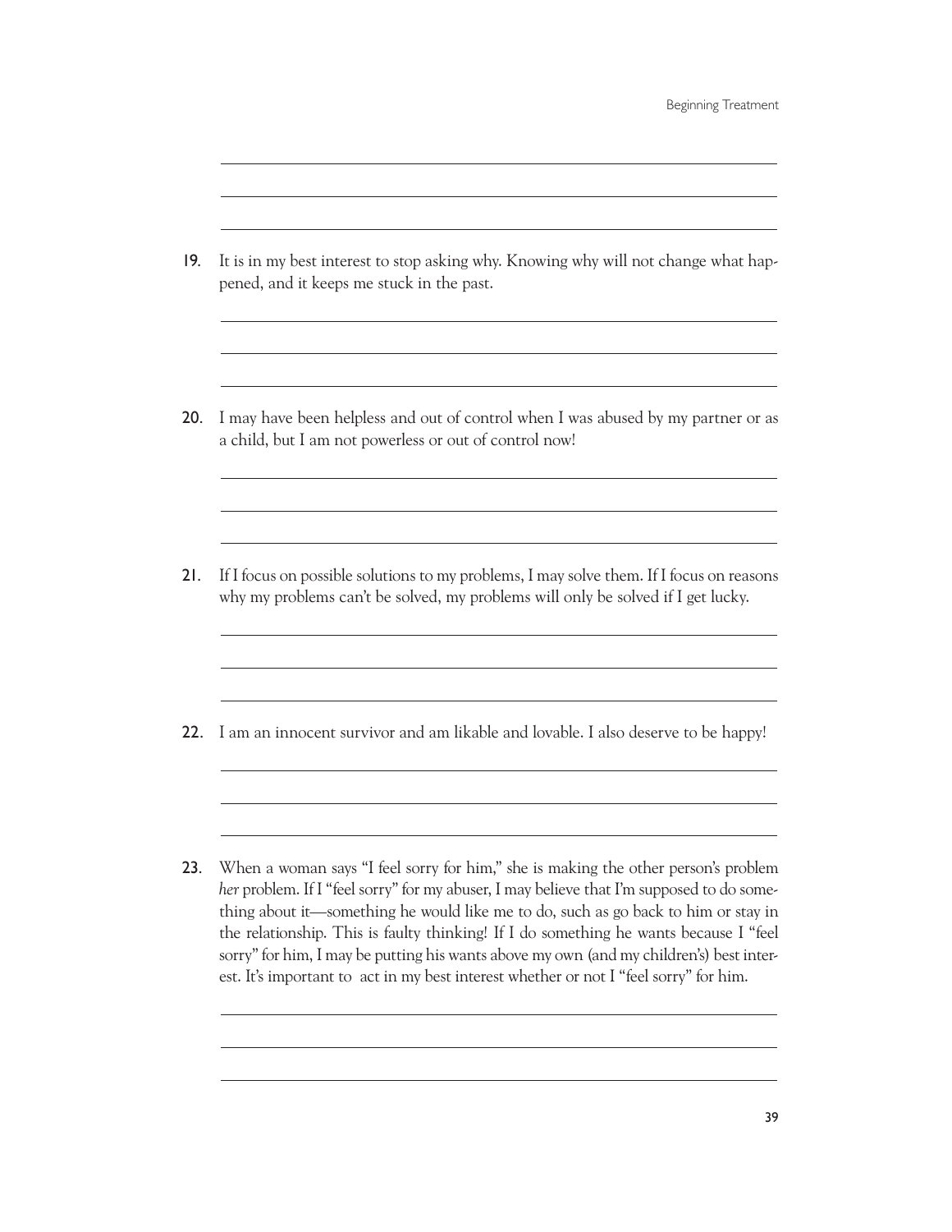19. It is in my best interest to stop asking why. Knowing why will not change what happened, and it keeps me stuck in the past.

20. I may have been helpless and out of control when I was abused by my partner or as a child, but I am not powerless or out of control now!

21. If I focus on possible solutions to my problems, I may solve them. If I focus on reasons why my problems can't be solved, my problems will only be solved if I get lucky.

22. I am an innocent survivor and am likable and lovable. I also deserve to be happy!

23. When a woman says "I feel sorry for him," she is making the other person's problem *her* problem. If I "feel sorry" for my abuser, I may believe that I'm supposed to do something about it—something he would like me to do, such as go back to him or stay in the relationship. This is faulty thinking! If I do something he wants because I "feel sorry" for him, I may be putting his wants above my own (and my children's) best interest. It's important to act in my best interest whether or not I "feel sorry" for him.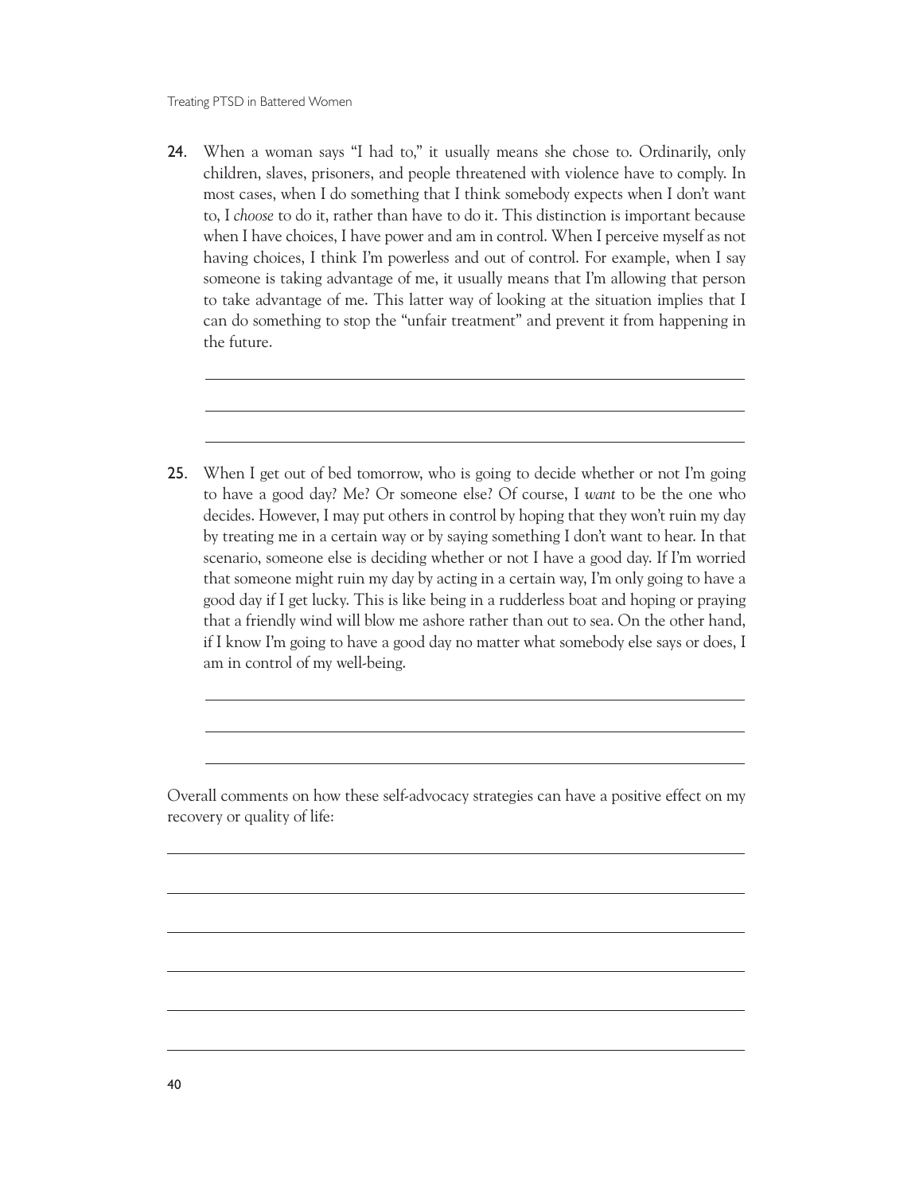24. When a woman says "I had to," it usually means she chose to. Ordinarily, only children, slaves, prisoners, and people threatened with violence have to comply. In most cases, when I do something that I think somebody expects when I don't want to, I *choose* to do it, rather than have to do it. This distinction is important because when I have choices, I have power and am in control. When I perceive myself as not having choices, I think I'm powerless and out of control. For example, when I say someone is taking advantage of me, it usually means that I'm allowing that person to take advantage of me. This latter way of looking at the situation implies that I can do something to stop the "unfair treatment" and prevent it from happening in the future.

25. When I get out of bed tomorrow, who is going to decide whether or not I'm going to have a good day? Me? Or someone else? Of course, I *want* to be the one who decides. However, I may put others in control by hoping that they won't ruin my day by treating me in a certain way or by saying something I don't want to hear. In that scenario, someone else is deciding whether or not I have a good day. If I'm worried that someone might ruin my day by acting in a certain way, I'm only going to have a good day if I get lucky. This is like being in a rudderless boat and hoping or praying that a friendly wind will blow me ashore rather than out to sea. On the other hand, if I know I'm going to have a good day no matter what somebody else says or does, I am in control of my well-being.

Overall comments on how these self-advocacy strategies can have a positive effect on my recovery or quality of life: